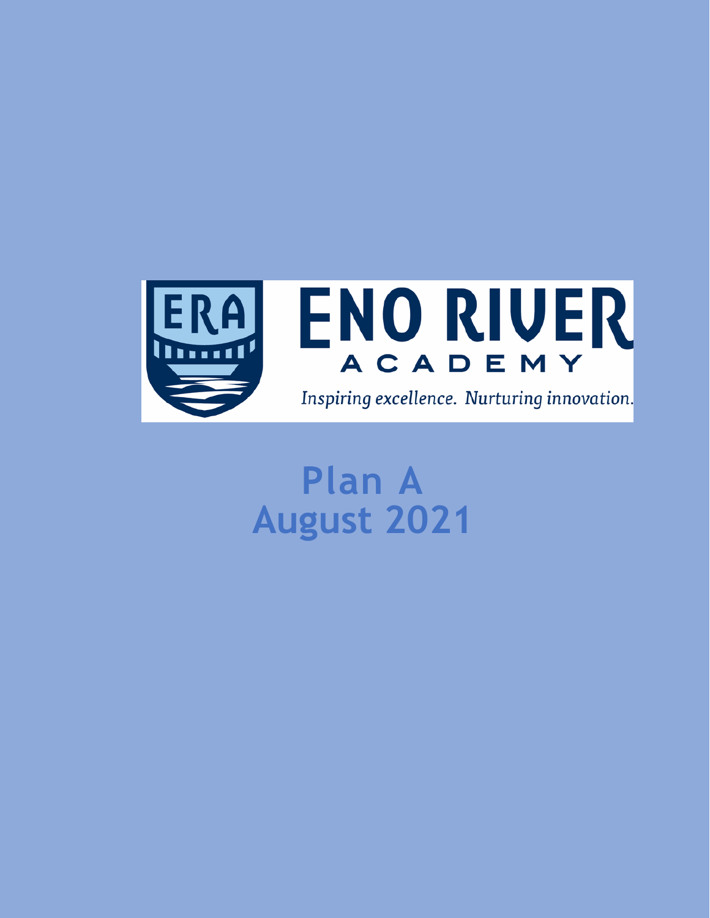ENO RIVER ACADEMY

*Inspiring excellence. Nurturing innovation.*

# Plan A
# August 2021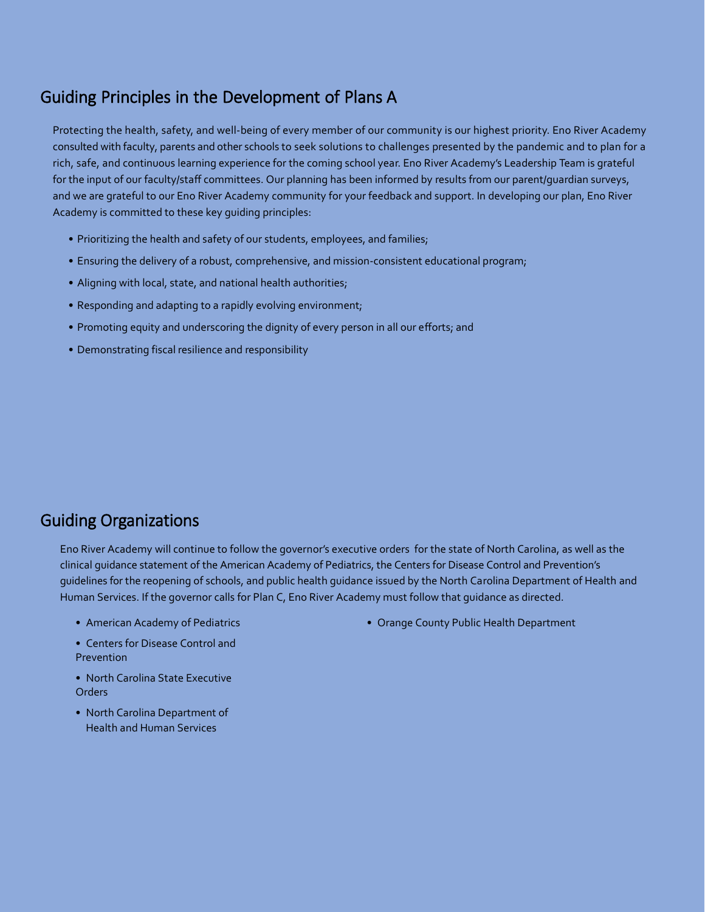## Guiding Principles in the Development of Plans A

Protecting the health, safety, and well-being of every member of our community is our highest priority. Eno River Academy consulted with faculty, parents and other schools to seek solutions to challenges presented by the pandemic and to plan for a rich, safe, and continuous learning experience for the coming school year. Eno River Academy's Leadership Team is grateful for the input of our faculty/staff committees. Our planning has been informed by results from our parent/guardian surveys, and we are grateful to our Eno River Academy community for your feedback and support. In developing our plan, Eno River Academy is committed to these key guiding principles:

- Prioritizing the health and safety of our students, employees, and families;
- Ensuring the delivery of a robust, comprehensive, and mission-consistent educational program;
- Aligning with local, state, and national health authorities;
- Responding and adapting to a rapidly evolving environment;
- Promoting equity and underscoring the dignity of every person in all our efforts; and
- Demonstrating fiscal resilience and responsibility

## Guiding Organizations

Eno River Academy will continue to follow the governor's executive orders for the state of North Carolina, as well as the clinical guidance statement of the American Academy of Pediatrics, the Centers for Disease Control and Prevention's guidelines for the reopening of schools, and public health guidance issued by the North Carolina Department of Health and Human Services. If the governor calls for Plan C, Eno River Academy must follow that guidance as directed.

- American Academy of Pediatrics
- Centers for Disease Control and Prevention
- North Carolina State Executive Orders
- North Carolina Department of Health and Human Services
- Orange County Public Health Department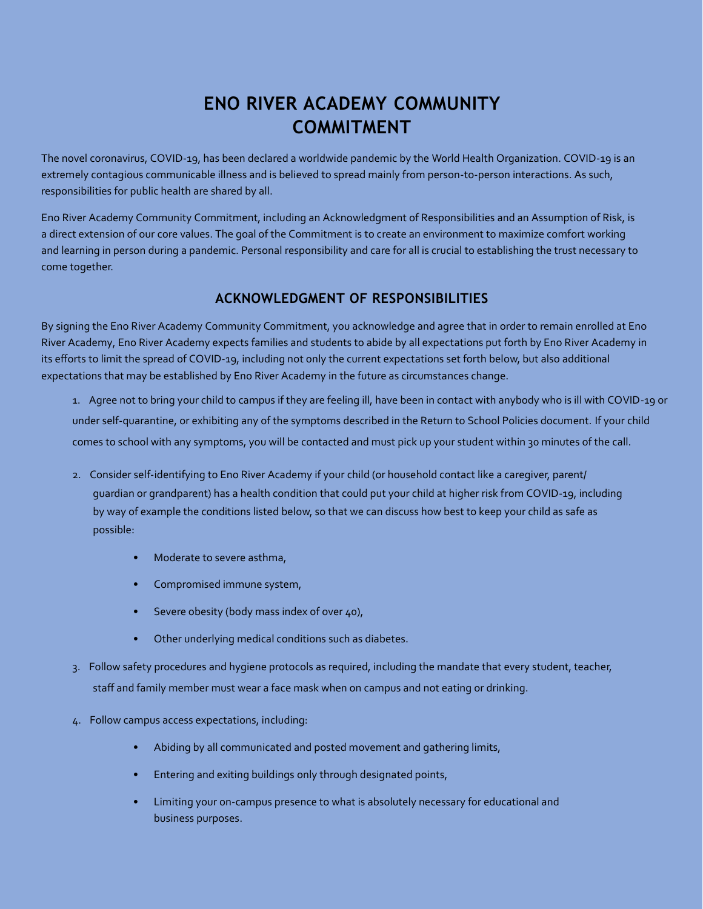# ENO RIVER ACADEMY COMMUNITY COMMITMENT

The novel coronavirus, COVID-19, has been declared a worldwide pandemic by the World Health Organization. COVID-19 is an extremely contagious communicable illness and is believed to spread mainly from person-to-person interactions. As such, responsibilities for public health are shared by all.

Eno River Academy Community Commitment, including an Acknowledgment of Responsibilities and an Assumption of Risk, is a direct extension of our core values. The goal of the Commitment is to create an environment to maximize comfort working and learning in person during a pandemic. Personal responsibility and care for all is crucial to establishing the trust necessary to come together.

## ACKNOWLEDGMENT OF RESPONSIBILITIES

By signing the Eno River Academy Community Commitment, you acknowledge and agree that in order to remain enrolled at Eno River Academy, Eno River Academy expects families and students to abide by all expectations put forth by Eno River Academy in its efforts to limit the spread of COVID-19, including not only the current expectations set forth below, but also additional expectations that may be established by Eno River Academy in the future as circumstances change.

1. Agree not to bring your child to campus if they are feeling ill, have been in contact with anybody who is ill with COVID-19 or under self-quarantine, or exhibiting any of the symptoms described in the Return to School Policies document. If your child comes to school with any symptoms, you will be contacted and must pick up your student within 30 minutes of the call.

2. Consider self-identifying to Eno River Academy if your child (or household contact like a caregiver, parent/guardian or grandparent) has a health condition that could put your child at higher risk from COVID-19, including by way of example the conditions listed below, so that we can discuss how best to keep your child as safe as possible:
   - Moderate to severe asthma,
   - Compromised immune system,
   - Severe obesity (body mass index of over 40),
   - Other underlying medical conditions such as diabetes.

3. Follow safety procedures and hygiene protocols as required, including the mandate that every student, teacher, staff and family member must wear a face mask when on campus and not eating or drinking.

4. Follow campus access expectations, including:
   - Abiding by all communicated and posted movement and gathering limits,
   - Entering and exiting buildings only through designated points,
   - Limiting your on-campus presence to what is absolutely necessary for educational and business purposes.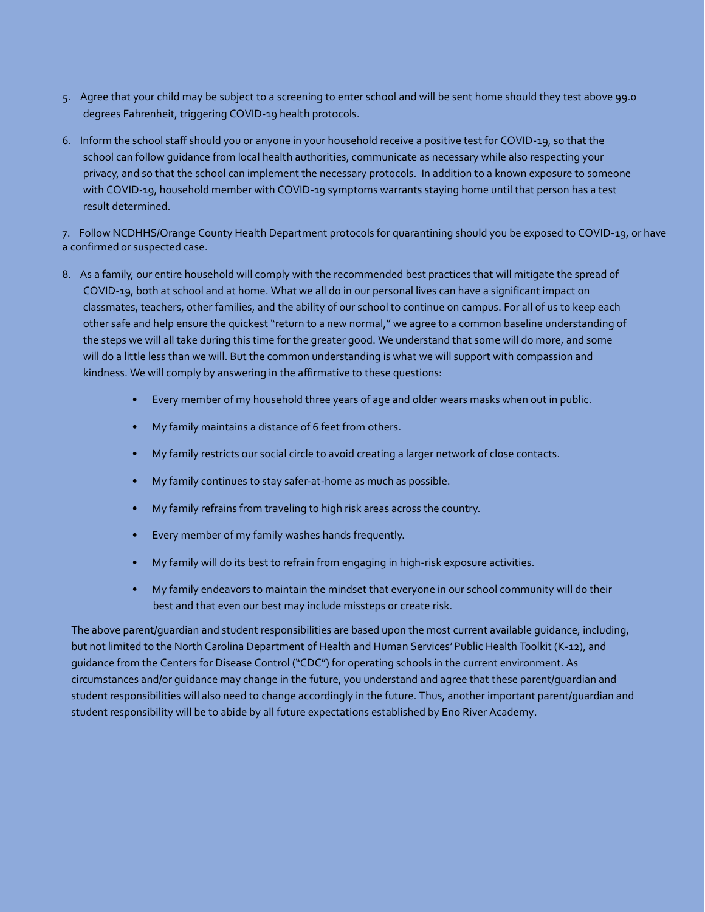5. Agree that your child may be subject to a screening to enter school and will be sent home should they test above 99.0 degrees Fahrenheit, triggering COVID-19 health protocols.

6. Inform the school staff should you or anyone in your household receive a positive test for COVID-19, so that the school can follow guidance from local health authorities, communicate as necessary while also respecting your privacy, and so that the school can implement the necessary protocols. In addition to a known exposure to someone with COVID-19, household member with COVID-19 symptoms warrants staying home until that person has a test result determined.

7. Follow NCDHHS/Orange County Health Department protocols for quarantining should you be exposed to COVID-19, or have a confirmed or suspected case.

8. As a family, our entire household will comply with the recommended best practices that will mitigate the spread of COVID-19, both at school and at home. What we all do in our personal lives can have a significant impact on classmates, teachers, other families, and the ability of our school to continue on campus. For all of us to keep each other safe and help ensure the quickest "return to a new normal," we agree to a common baseline understanding of the steps we will all take during this time for the greater good. We understand that some will do more, and some will do a little less than we will. But the common understanding is what we will support with compassion and kindness. We will comply by answering in the affirmative to these questions:

    - Every member of my household three years of age and older wears masks when out in public.
    - My family maintains a distance of 6 feet from others.
    - My family restricts our social circle to avoid creating a larger network of close contacts.
    - My family continues to stay safer-at-home as much as possible.
    - My family refrains from traveling to high risk areas across the country.
    - Every member of my family washes hands frequently.
    - My family will do its best to refrain from engaging in high-risk exposure activities.
    - My family endeavors to maintain the mindset that everyone in our school community will do their best and that even our best may include missteps or create risk.

The above parent/guardian and student responsibilities are based upon the most current available guidance, including, but not limited to the North Carolina Department of Health and Human Services' Public Health Toolkit (K-12), and guidance from the Centers for Disease Control ("CDC") for operating schools in the current environment. As circumstances and/or guidance may change in the future, you understand and agree that these parent/guardian and student responsibilities will also need to change accordingly in the future. Thus, another important parent/guardian and student responsibility will be to abide by all future expectations established by Eno River Academy.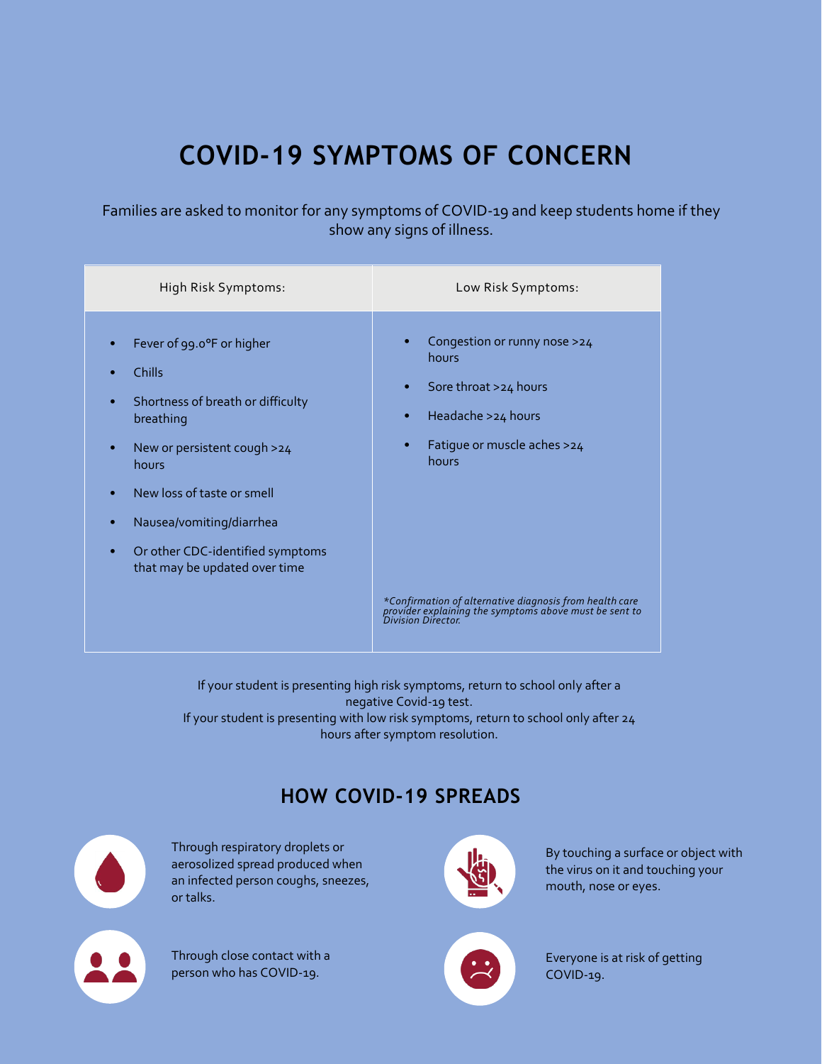# COVID-19 SYMPTOMS OF CONCERN

Families are asked to monitor for any symptoms of COVID-19 and keep students home if they show any signs of illness.

| High Risk Symptoms: | Low Risk Symptoms: |
|---|---|
| • Fever of 99.0°F or higher<br>• Chills<br>• Shortness of breath or difficulty breathing<br>• New or persistent cough >24 hours<br>• New loss of taste or smell<br>• Nausea/vomiting/diarrhea<br>• Or other CDC-identified symptoms that may be updated over time | • Congestion or runny nose >24 hours<br>• Sore throat >24 hours<br>• Headache >24 hours<br>• Fatigue or muscle aches >24 hours<br><br>*\*Confirmation of alternative diagnosis from health care provider explaining the symptoms above must be sent to Division Director.* |

If your student is presenting high risk symptoms, return to school only after a negative Covid-19 test.
If your student is presenting with low risk symptoms, return to school only after 24 hours after symptom resolution.

## HOW COVID-19 SPREADS

Through respiratory droplets or aerosolized spread produced when an infected person coughs, sneezes, or talks.

By touching a surface or object with the virus on it and touching your mouth, nose or eyes.

Through close contact with a person who has COVID-19.

Everyone is at risk of getting COVID-19.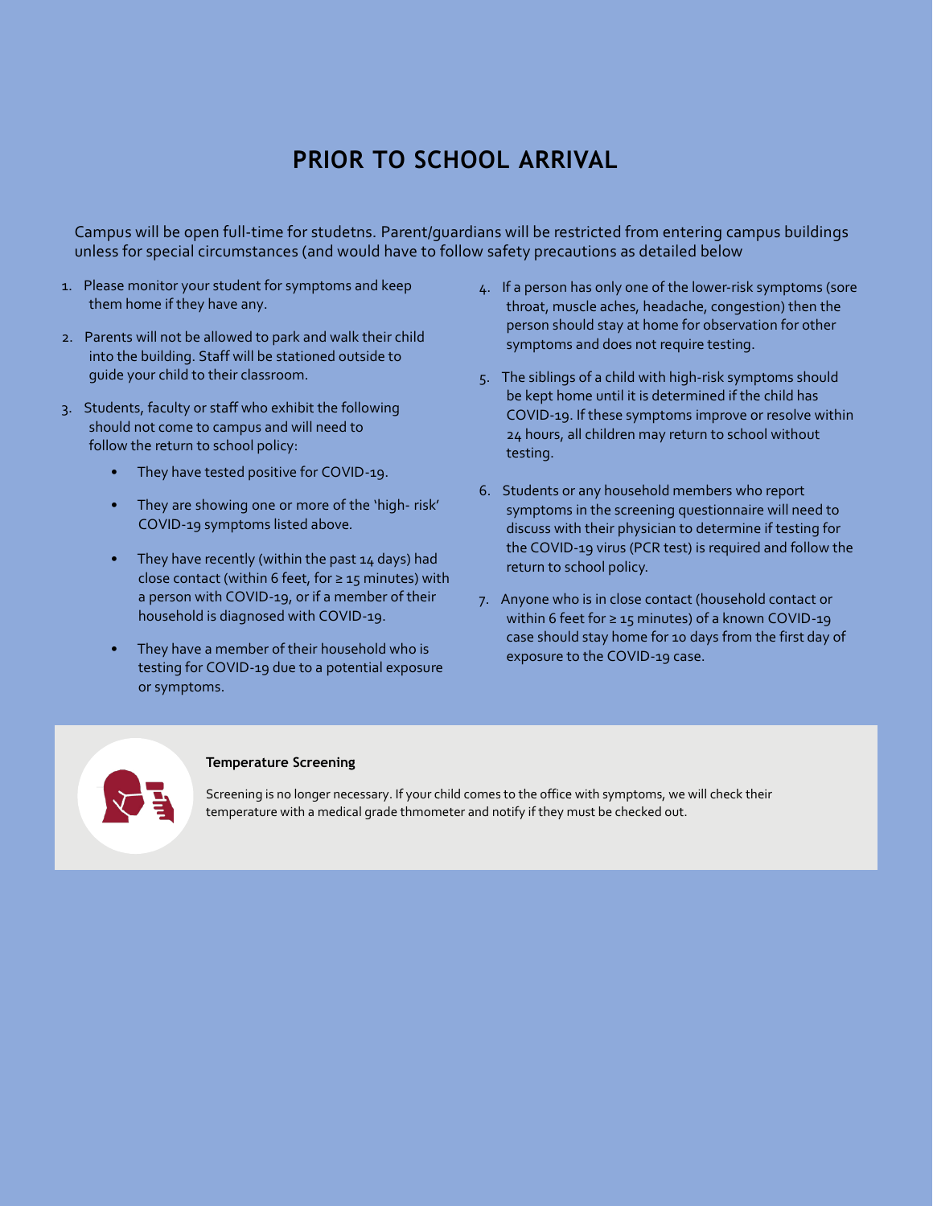# PRIOR TO SCHOOL ARRIVAL

Campus will be open full-time for studetns. Parent/guardians will be restricted from entering campus buildings unless for special circumstances (and would have to follow safety precautions as detailed below

1. Please monitor your student for symptoms and keep them home if they have any.
2. Parents will not be allowed to park and walk their child into the building. Staff will be stationed outside to guide your child to their classroom.
3. Students, faculty or staff who exhibit the following should not come to campus and will need to follow the return to school policy:
   - They have tested positive for COVID-19.
   - They are showing one or more of the 'high- risk' COVID-19 symptoms listed above.
   - They have recently (within the past 14 days) had close contact (within 6 feet, for ≥ 15 minutes) with a person with COVID-19, or if a member of their household is diagnosed with COVID-19.
   - They have a member of their household who is testing for COVID-19 due to a potential exposure or symptoms.
4. If a person has only one of the lower-risk symptoms (sore throat, muscle aches, headache, congestion) then the person should stay at home for observation for other symptoms and does not require testing.
5. The siblings of a child with high-risk symptoms should be kept home until it is determined if the child has COVID-19. If these symptoms improve or resolve within 24 hours, all children may return to school without testing.
6. Students or any household members who report symptoms in the screening questionnaire will need to discuss with their physician to determine if testing for the COVID-19 virus (PCR test) is required and follow the return to school policy.
7. Anyone who is in close contact (household contact or within 6 feet for ≥ 15 minutes) of a known COVID-19 case should stay home for 10 days from the first day of exposure to the COVID-19 case.

**Temperature Screening**

Screening is no longer necessary. If your child comes to the office with symptoms, we will check their temperature with a medical grade thmometer and notify if they must be checked out.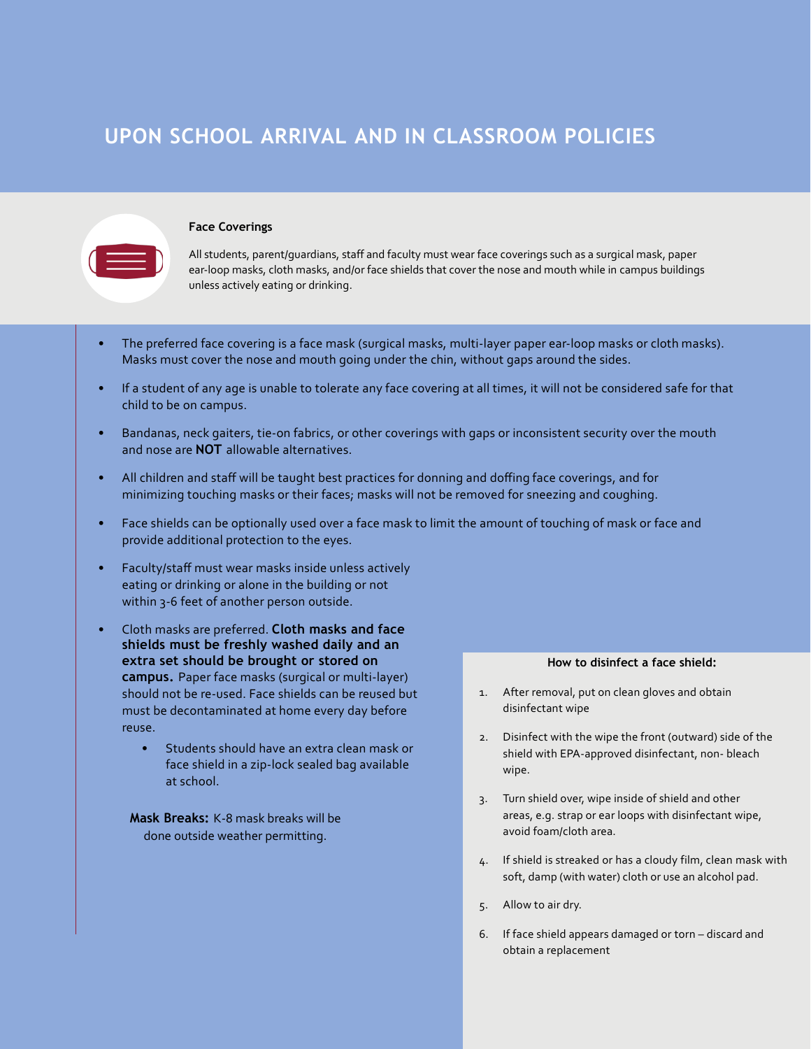# UPON SCHOOL ARRIVAL AND IN CLASSROOM POLICIES

### Face Coverings

All students, parent/guardians, staff and faculty must wear face coverings such as a surgical mask, paper ear-loop masks, cloth masks, and/or face shields that cover the nose and mouth while in campus buildings unless actively eating or drinking.

- The preferred face covering is a face mask (surgical masks, multi-layer paper ear-loop masks or cloth masks). Masks must cover the nose and mouth going under the chin, without gaps around the sides.
- If a student of any age is unable to tolerate any face covering at all times, it will not be considered safe for that child to be on campus.
- Bandanas, neck gaiters, tie-on fabrics, or other coverings with gaps or inconsistent security over the mouth and nose are **NOT** allowable alternatives.
- All children and staff will be taught best practices for donning and doffing face coverings, and for minimizing touching masks or their faces; masks will not be removed for sneezing and coughing.
- Face shields can be optionally used over a face mask to limit the amount of touching of mask or face and provide additional protection to the eyes.
- Faculty/staff must wear masks inside unless actively eating or drinking or alone in the building or not within 3-6 feet of another person outside.
- Cloth masks are preferred. **Cloth masks and face shields must be freshly washed daily and an extra set should be brought or stored on campus.** Paper face masks (surgical or multi-layer) should not be re-used. Face shields can be reused but must be decontaminated at home every day before reuse.
    - Students should have an extra clean mask or face shield in a zip-lock sealed bag available at school.

**Mask Breaks:** K-8 mask breaks will be done outside weather permitting.

**How to disinfect a face shield:**

1. After removal, put on clean gloves and obtain disinfectant wipe
2. Disinfect with the wipe the front (outward) side of the shield with EPA-approved disinfectant, non- bleach wipe.
3. Turn shield over, wipe inside of shield and other areas, e.g. strap or ear loops with disinfectant wipe, avoid foam/cloth area.
4. If shield is streaked or has a cloudy film, clean mask with soft, damp (with water) cloth or use an alcohol pad.
5. Allow to air dry.
6. If face shield appears damaged or torn – discard and obtain a replacement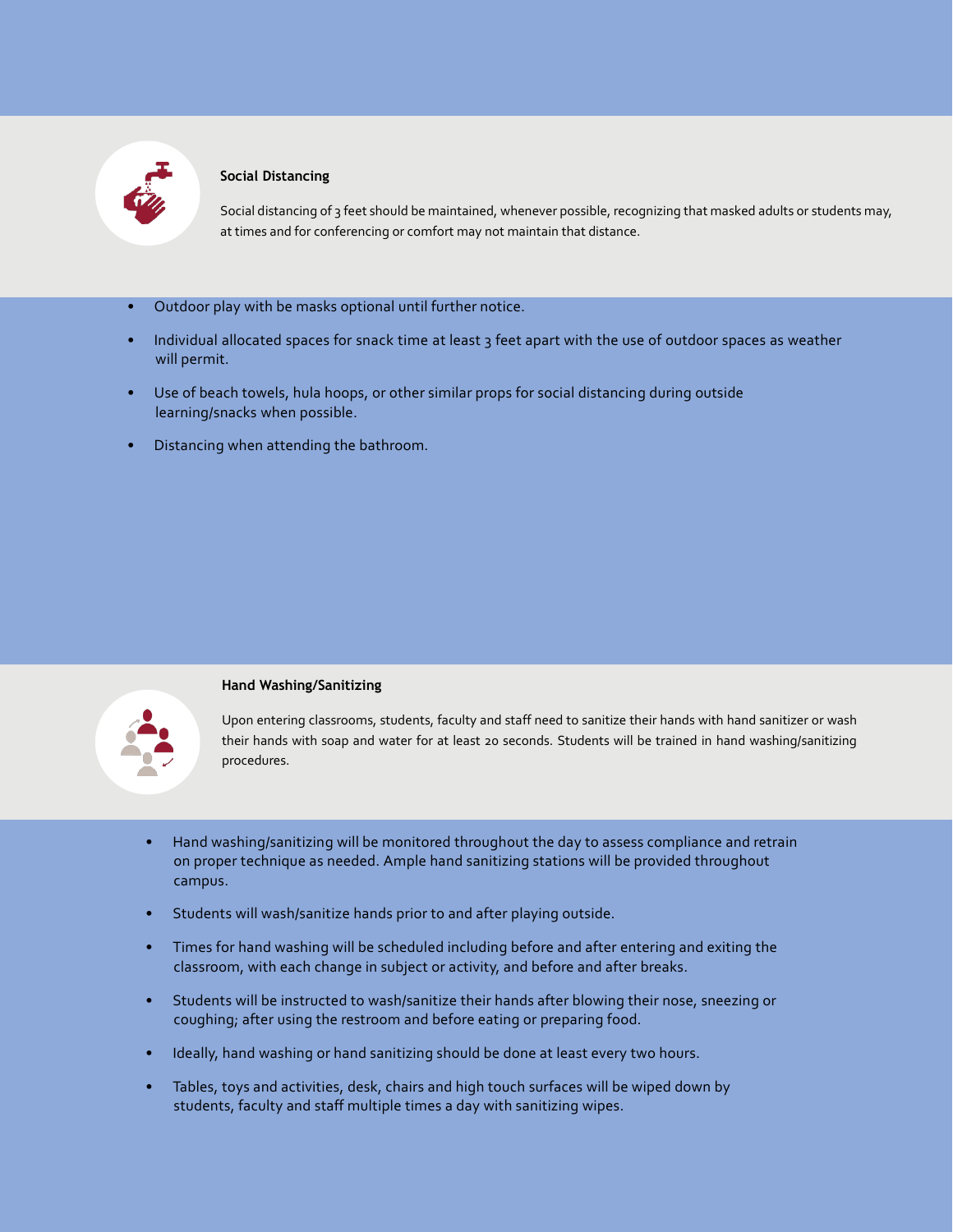### Social Distancing

Social distancing of 3 feet should be maintained, whenever possible, recognizing that masked adults or students may, at times and for conferencing or comfort may not maintain that distance.

- Outdoor play with be masks optional until further notice.
- Individual allocated spaces for snack time at least 3 feet apart with the use of outdoor spaces as weather will permit.
- Use of beach towels, hula hoops, or other similar props for social distancing during outside learning/snacks when possible.
- Distancing when attending the bathroom.

### Hand Washing/Sanitizing

Upon entering classrooms, students, faculty and staff need to sanitize their hands with hand sanitizer or wash their hands with soap and water for at least 20 seconds. Students will be trained in hand washing/sanitizing procedures.

- Hand washing/sanitizing will be monitored throughout the day to assess compliance and retrain on proper technique as needed. Ample hand sanitizing stations will be provided throughout campus.
- Students will wash/sanitize hands prior to and after playing outside.
- Times for hand washing will be scheduled including before and after entering and exiting the classroom, with each change in subject or activity, and before and after breaks.
- Students will be instructed to wash/sanitize their hands after blowing their nose, sneezing or coughing; after using the restroom and before eating or preparing food.
- Ideally, hand washing or hand sanitizing should be done at least every two hours.
- Tables, toys and activities, desk, chairs and high touch surfaces will be wiped down by students, faculty and staff multiple times a day with sanitizing wipes.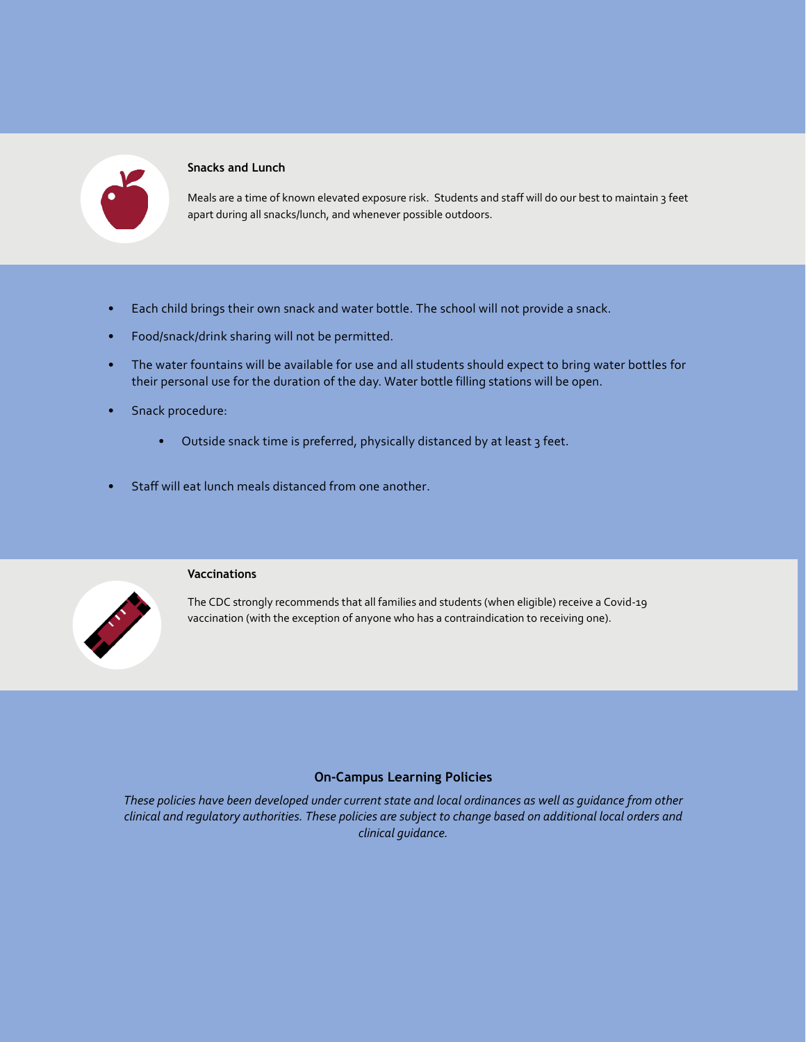### Snacks and Lunch

Meals are a time of known elevated exposure risk. Students and staff will do our best to maintain 3 feet apart during all snacks/lunch, and whenever possible outdoors.

- Each child brings their own snack and water bottle. The school will not provide a snack.
- Food/snack/drink sharing will not be permitted.
- The water fountains will be available for use and all students should expect to bring water bottles for their personal use for the duration of the day. Water bottle filling stations will be open.
- Snack procedure:
    - Outside snack time is preferred, physically distanced by at least 3 feet.
- Staff will eat lunch meals distanced from one another.

### Vaccinations

The CDC strongly recommends that all families and students (when eligible) receive a Covid-19 vaccination (with the exception of anyone who has a contraindication to receiving one).

## On-Campus Learning Policies

*These policies have been developed under current state and local ordinances as well as guidance from other clinical and regulatory authorities. These policies are subject to change based on additional local orders and clinical guidance.*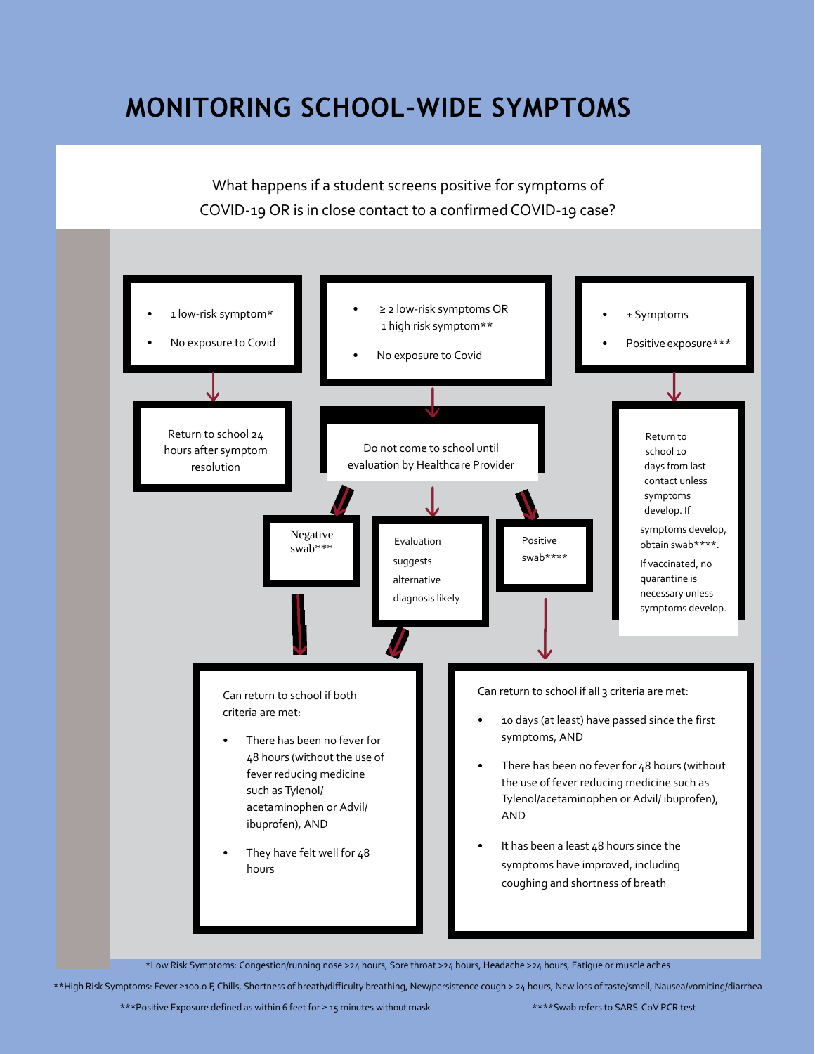# MONITORING SCHOOL-WIDE SYMPTOMS

What happens if a student screens positive for symptoms of COVID-19 OR is in close contact to a confirmed COVID-19 case?

- 1 low-risk symptom*
- No exposure to Covid

Return to school 24 hours after symptom resolution

- ≥ 2 low-risk symptoms OR 1 high risk symptom**
- No exposure to Covid

Do not come to school until evaluation by Healthcare Provider

Negative swab***

Evaluation suggests alternative diagnosis likely

Positive swab****

- ± Symptoms
- Positive exposure***

Return to school 10 days from last contact unless symptoms develop. If symptoms develop, obtain swab****.

If vaccinated, no quarantine is necessary unless symptoms develop.

Can return to school if both criteria are met:

- There has been no fever for 48 hours (without the use of fever reducing medicine such as Tylenol/ acetaminophen or Advil/ ibuprofen), AND
- They have felt well for 48 hours

Can return to school if all 3 criteria are met:

- 10 days (at least) have passed since the first symptoms, AND
- There has been no fever for 48 hours (without the use of fever reducing medicine such as Tylenol/acetaminophen or Advil/ ibuprofen), AND
- It has been a least 48 hours since the symptoms have improved, including coughing and shortness of breath

*Low Risk Symptoms: Congestion/running nose >24 hours, Sore throat >24 hours, Headache >24 hours, Fatigue or muscle aches

**High Risk Symptoms: Fever ≥100.0 F, Chills, Shortness of breath/difficulty breathing, New/persistence cough > 24 hours, New loss of taste/smell, Nausea/vomiting/diarrhea

***Positive Exposure defined as within 6 feet for ≥ 15 minutes without mask

****Swab refers to SARS-CoV PCR test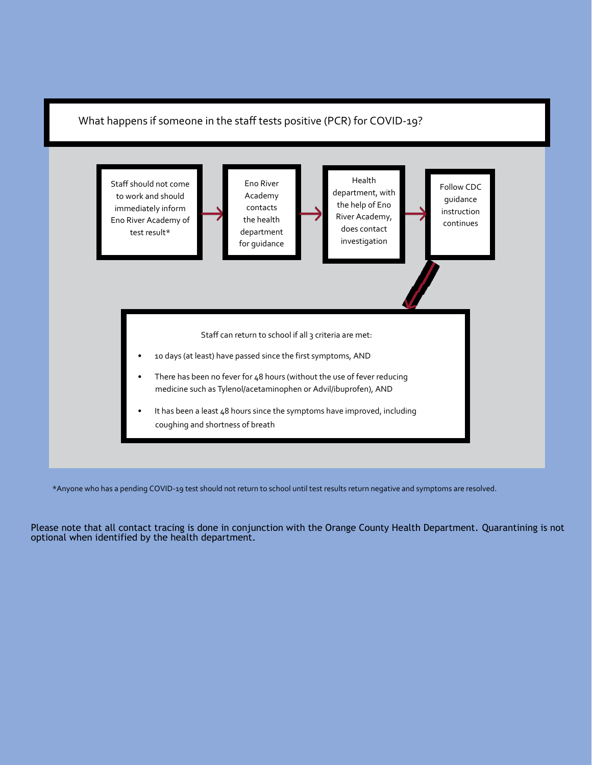## What happens if someone in the staff tests positive (PCR) for COVID-19?

1. Staff should not come to work and should immediately inform Eno River Academy of test result*
2. Eno River Academy contacts the health department for guidance
3. Health department, with the help of Eno River Academy, does contact investigation
4. Follow CDC guidance instruction continues

Staff can return to school if all 3 criteria are met:

- 10 days (at least) have passed since the first symptoms, AND
- There has been no fever for 48 hours (without the use of fever reducing medicine such as Tylenol/acetaminophen or Advil/ibuprofen), AND
- It has been a least 48 hours since the symptoms have improved, including coughing and shortness of breath

*Anyone who has a pending COVID-19 test should not return to school until test results return negative and symptoms are resolved.

Please note that all contact tracing is done in conjunction with the Orange County Health Department. Quarantining is not optional when identified by the health department.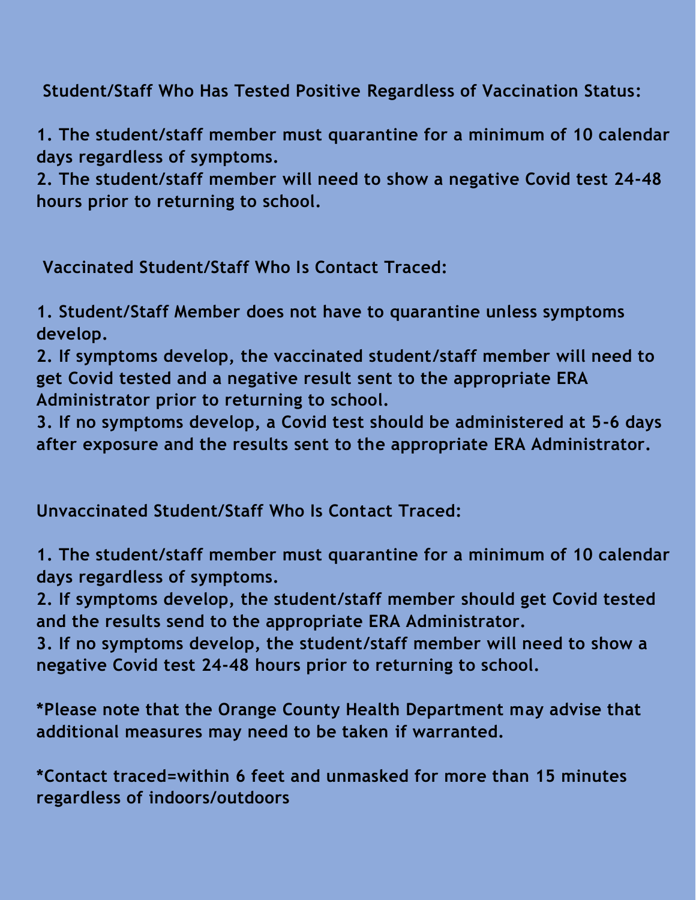**Student/Staff Who Has Tested Positive Regardless of Vaccination Status:**

**1. The student/staff member must quarantine for a minimum of 10 calendar days regardless of symptoms.**
**2. The student/staff member will need to show a negative Covid test 24-48 hours prior to returning to school.**

**Vaccinated Student/Staff Who Is Contact Traced:**

**1. Student/Staff Member does not have to quarantine unless symptoms develop.**
**2. If symptoms develop, the vaccinated student/staff member will need to get Covid tested and a negative result sent to the appropriate ERA Administrator prior to returning to school.**
**3. If no symptoms develop, a Covid test should be administered at 5-6 days after exposure and the results sent to the appropriate ERA Administrator.**

**Unvaccinated Student/Staff Who Is Contact Traced:**

**1. The student/staff member must quarantine for a minimum of 10 calendar days regardless of symptoms.**
**2. If symptoms develop, the student/staff member should get Covid tested and the results send to the appropriate ERA Administrator.**
**3. If no symptoms develop, the student/staff member will need to show a negative Covid test 24-48 hours prior to returning to school.**

**\*Please note that the Orange County Health Department may advise that additional measures may need to be taken if warranted.**

**\*Contact traced=within 6 feet and unmasked for more than 15 minutes regardless of indoors/outdoors**